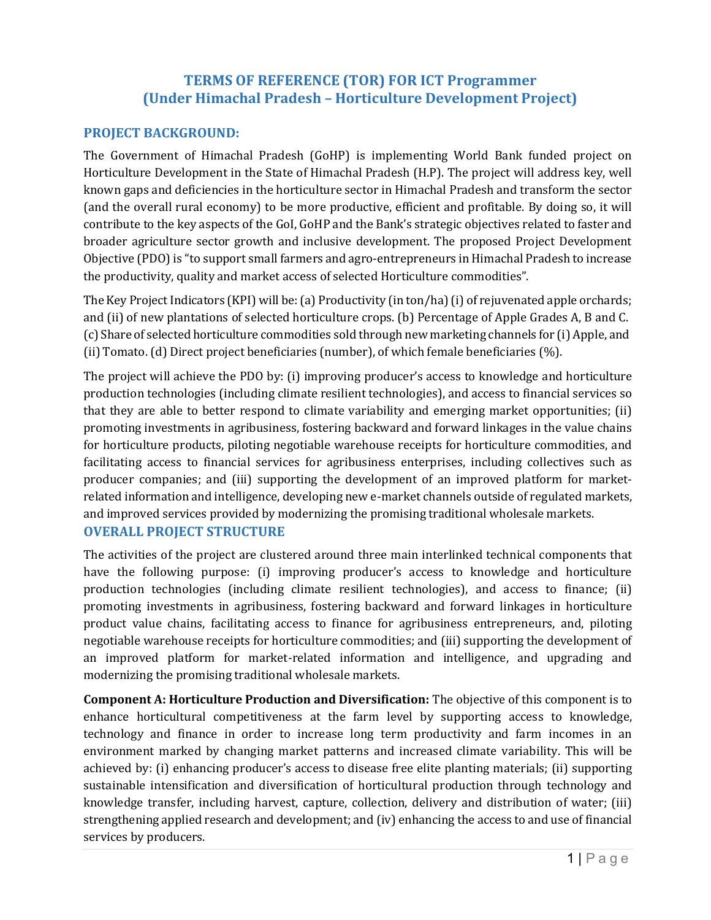# TERMS OF REFERENCE (TOR) FOR ICT Programmer
# (Under Himachal Pradesh – Horticulture Development Project)

## PROJECT BACKGROUND:

The Government of Himachal Pradesh (GoHP) is implementing World Bank funded project on Horticulture Development in the State of Himachal Pradesh (H.P). The project will address key, well known gaps and deficiencies in the horticulture sector in Himachal Pradesh and transform the sector (and the overall rural economy) to be more productive, efficient and profitable. By doing so, it will contribute to the key aspects of the GoI, GoHP and the Bank's strategic objectives related to faster and broader agriculture sector growth and inclusive development. The proposed Project Development Objective (PDO) is "to support small farmers and agro-entrepreneurs in Himachal Pradesh to increase the productivity, quality and market access of selected Horticulture commodities".

The Key Project Indicators (KPI) will be: (a) Productivity (in ton/ha) (i) of rejuvenated apple orchards; and (ii) of new plantations of selected horticulture crops. (b) Percentage of Apple Grades A, B and C. (c) Share of selected horticulture commodities sold through new marketing channels for (i) Apple, and (ii) Tomato. (d) Direct project beneficiaries (number), of which female beneficiaries (%).

The project will achieve the PDO by: (i) improving producer's access to knowledge and horticulture production technologies (including climate resilient technologies), and access to financial services so that they are able to better respond to climate variability and emerging market opportunities; (ii) promoting investments in agribusiness, fostering backward and forward linkages in the value chains for horticulture products, piloting negotiable warehouse receipts for horticulture commodities, and facilitating access to financial services for agribusiness enterprises, including collectives such as producer companies; and (iii) supporting the development of an improved platform for market-related information and intelligence, developing new e-market channels outside of regulated markets, and improved services provided by modernizing the promising traditional wholesale markets.

## OVERALL PROJECT STRUCTURE

The activities of the project are clustered around three main interlinked technical components that have the following purpose: (i) improving producer's access to knowledge and horticulture production technologies (including climate resilient technologies), and access to finance; (ii) promoting investments in agribusiness, fostering backward and forward linkages in horticulture product value chains, facilitating access to finance for agribusiness entrepreneurs, and, piloting negotiable warehouse receipts for horticulture commodities; and (iii) supporting the development of an improved platform for market-related information and intelligence, and upgrading and modernizing the promising traditional wholesale markets.

**Component A: Horticulture Production and Diversification:** The objective of this component is to enhance horticultural competitiveness at the farm level by supporting access to knowledge, technology and finance in order to increase long term productivity and farm incomes in an environment marked by changing market patterns and increased climate variability. This will be achieved by: (i) enhancing producer's access to disease free elite planting materials; (ii) supporting sustainable intensification and diversification of horticultural production through technology and knowledge transfer, including harvest, capture, collection, delivery and distribution of water; (iii) strengthening applied research and development; and (iv) enhancing the access to and use of financial services by producers.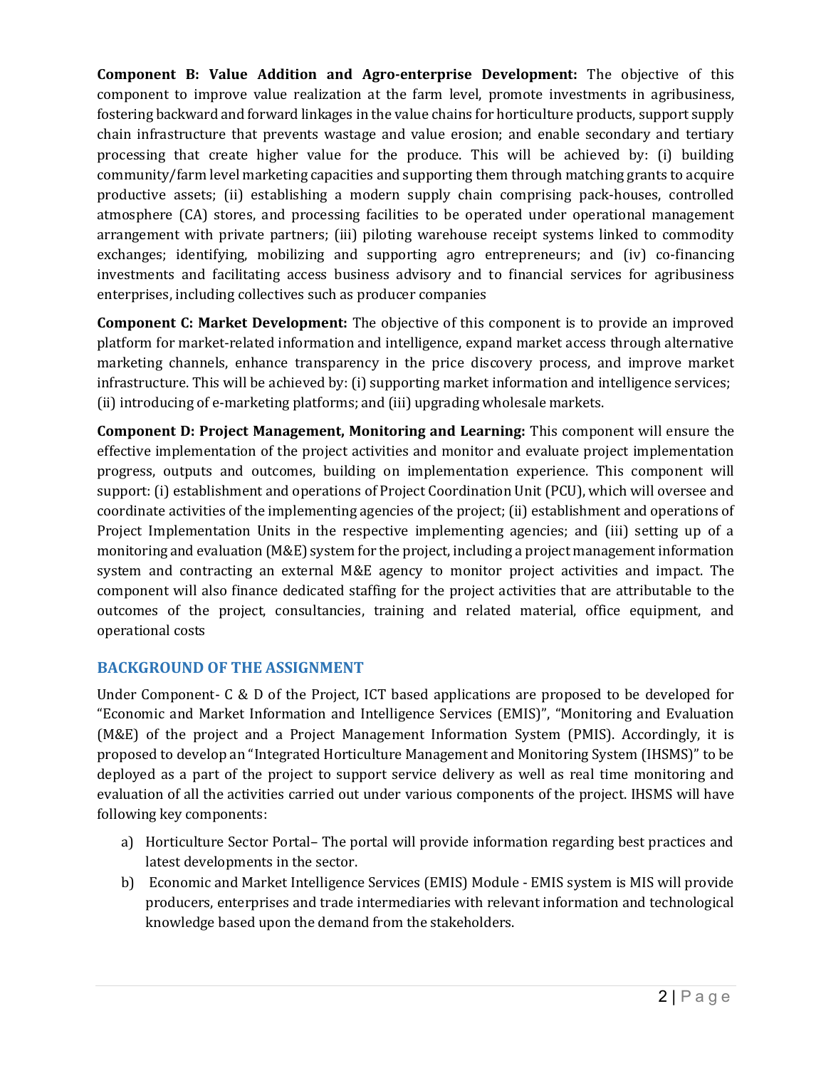**Component B: Value Addition and Agro-enterprise Development:** The objective of this component to improve value realization at the farm level, promote investments in agribusiness, fostering backward and forward linkages in the value chains for horticulture products, support supply chain infrastructure that prevents wastage and value erosion; and enable secondary and tertiary processing that create higher value for the produce. This will be achieved by: (i) building community/farm level marketing capacities and supporting them through matching grants to acquire productive assets; (ii) establishing a modern supply chain comprising pack-houses, controlled atmosphere (CA) stores, and processing facilities to be operated under operational management arrangement with private partners; (iii) piloting warehouse receipt systems linked to commodity exchanges; identifying, mobilizing and supporting agro entrepreneurs; and (iv) co-financing investments and facilitating access business advisory and to financial services for agribusiness enterprises, including collectives such as producer companies

**Component C: Market Development:** The objective of this component is to provide an improved platform for market-related information and intelligence, expand market access through alternative marketing channels, enhance transparency in the price discovery process, and improve market infrastructure. This will be achieved by: (i) supporting market information and intelligence services; (ii) introducing of e-marketing platforms; and (iii) upgrading wholesale markets.

**Component D: Project Management, Monitoring and Learning:** This component will ensure the effective implementation of the project activities and monitor and evaluate project implementation progress, outputs and outcomes, building on implementation experience. This component will support: (i) establishment and operations of Project Coordination Unit (PCU), which will oversee and coordinate activities of the implementing agencies of the project; (ii) establishment and operations of Project Implementation Units in the respective implementing agencies; and (iii) setting up of a monitoring and evaluation (M&E) system for the project, including a project management information system and contracting an external M&E agency to monitor project activities and impact. The component will also finance dedicated staffing for the project activities that are attributable to the outcomes of the project, consultancies, training and related material, office equipment, and operational costs

## BACKGROUND OF THE ASSIGNMENT

Under Component- C & D of the Project, ICT based applications are proposed to be developed for "Economic and Market Information and Intelligence Services (EMIS)", "Monitoring and Evaluation (M&E) of the project and a Project Management Information System (PMIS). Accordingly, it is proposed to develop an "Integrated Horticulture Management and Monitoring System (IHSMS)" to be deployed as a part of the project to support service delivery as well as real time monitoring and evaluation of all the activities carried out under various components of the project. IHSMS will have following key components:

a) Horticulture Sector Portal– The portal will provide information regarding best practices and latest developments in the sector.
b) Economic and Market Intelligence Services (EMIS) Module - EMIS system is MIS will provide producers, enterprises and trade intermediaries with relevant information and technological knowledge based upon the demand from the stakeholders.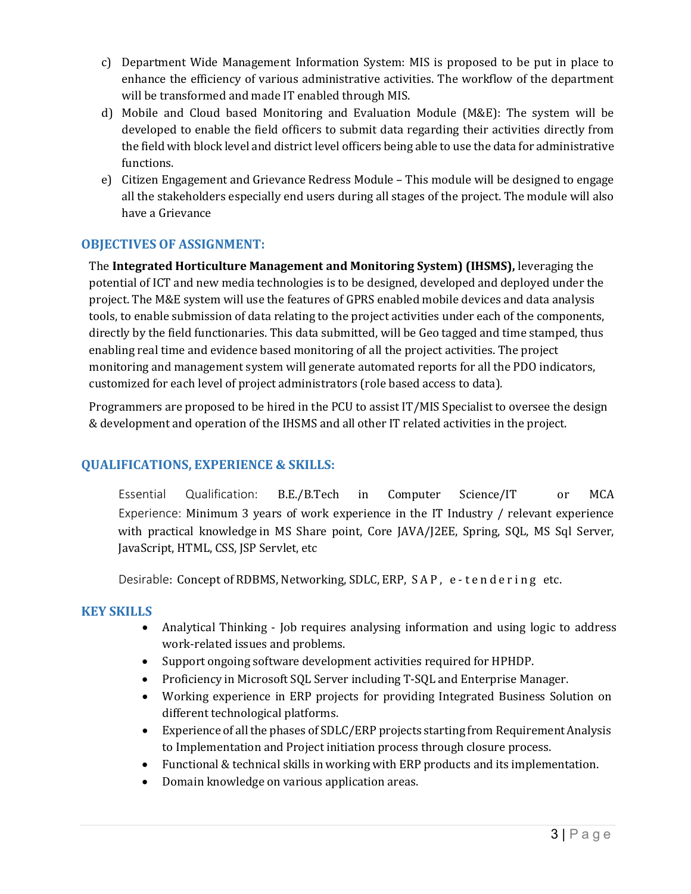c) Department Wide Management Information System: MIS is proposed to be put in place to enhance the efficiency of various administrative activities. The workflow of the department will be transformed and made IT enabled through MIS.

d) Mobile and Cloud based Monitoring and Evaluation Module (M&E): The system will be developed to enable the field officers to submit data regarding their activities directly from the field with block level and district level officers being able to use the data for administrative functions.

e) Citizen Engagement and Grievance Redress Module – This module will be designed to engage all the stakeholders especially end users during all stages of the project. The module will also have a Grievance

## OBJECTIVES OF ASSIGNMENT:

The **Integrated Horticulture Management and Monitoring System) (IHSMS),** leveraging the potential of ICT and new media technologies is to be designed, developed and deployed under the project. The M&E system will use the features of GPRS enabled mobile devices and data analysis tools, to enable submission of data relating to the project activities under each of the components, directly by the field functionaries. This data submitted, will be Geo tagged and time stamped, thus enabling real time and evidence based monitoring of all the project activities. The project monitoring and management system will generate automated reports for all the PDO indicators, customized for each level of project administrators (role based access to data).

Programmers are proposed to be hired in the PCU to assist IT/MIS Specialist to oversee the design & development and operation of the IHSMS and all other IT related activities in the project.

## QUALIFICATIONS, EXPERIENCE & SKILLS:

Essential Qualification: B.E./B.Tech in Computer Science/IT or MCA

Experience: Minimum 3 years of work experience in the IT Industry / relevant experience with practical knowledge in MS Share point, Core JAVA/J2EE, Spring, SQL, MS Sql Server, JavaScript, HTML, CSS, JSP Servlet, etc

Desirable: Concept of RDBMS, Networking, SDLC, ERP, SAP, e-tendering etc.

## KEY SKILLS

- Analytical Thinking - Job requires analysing information and using logic to address work-related issues and problems.
- Support ongoing software development activities required for HPHDP.
- Proficiency in Microsoft SQL Server including T-SQL and Enterprise Manager.
- Working experience in ERP projects for providing Integrated Business Solution on different technological platforms.
- Experience of all the phases of SDLC/ERP projects starting from Requirement Analysis to Implementation and Project initiation process through closure process.
- Functional & technical skills in working with ERP products and its implementation.
- Domain knowledge on various application areas.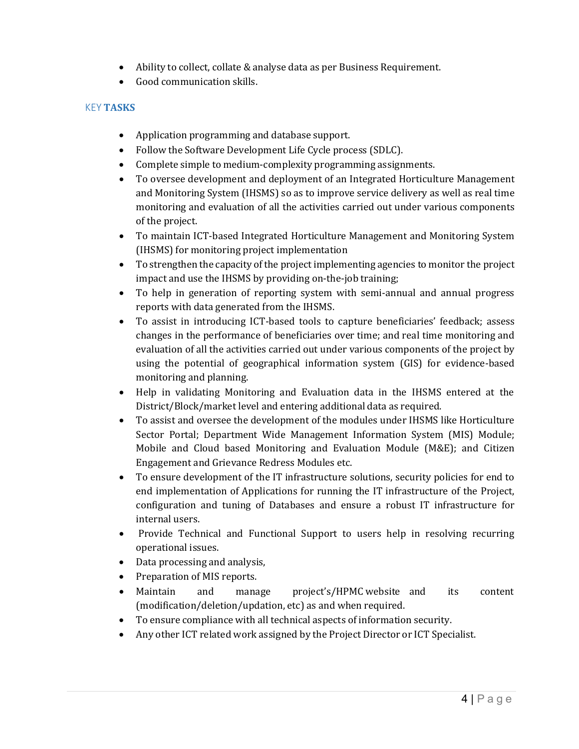- Ability to collect, collate & analyse data as per Business Requirement.
- Good communication skills.

## KEY **TASKS**

- Application programming and database support.
- Follow the Software Development Life Cycle process (SDLC).
- Complete simple to medium-complexity programming assignments.
- To oversee development and deployment of an Integrated Horticulture Management and Monitoring System (IHSMS) so as to improve service delivery as well as real time monitoring and evaluation of all the activities carried out under various components of the project.
- To maintain ICT-based Integrated Horticulture Management and Monitoring System (IHSMS) for monitoring project implementation
- To strengthen the capacity of the project implementing agencies to monitor the project impact and use the IHSMS by providing on-the-job training;
- To help in generation of reporting system with semi-annual and annual progress reports with data generated from the IHSMS.
- To assist in introducing ICT-based tools to capture beneficiaries' feedback; assess changes in the performance of beneficiaries over time; and real time monitoring and evaluation of all the activities carried out under various components of the project by using the potential of geographical information system (GIS) for evidence-based monitoring and planning.
- Help in validating Monitoring and Evaluation data in the IHSMS entered at the District/Block/market level and entering additional data as required.
- To assist and oversee the development of the modules under IHSMS like Horticulture Sector Portal; Department Wide Management Information System (MIS) Module; Mobile and Cloud based Monitoring and Evaluation Module (M&E); and Citizen Engagement and Grievance Redress Modules etc.
- To ensure development of the IT infrastructure solutions, security policies for end to end implementation of Applications for running the IT infrastructure of the Project, configuration and tuning of Databases and ensure a robust IT infrastructure for internal users.
- Provide Technical and Functional Support to users help in resolving recurring operational issues.
- Data processing and analysis,
- Preparation of MIS reports.
- Maintain and manage project's/HPMC website and its content (modification/deletion/updation, etc) as and when required.
- To ensure compliance with all technical aspects of information security.
- Any other ICT related work assigned by the Project Director or ICT Specialist.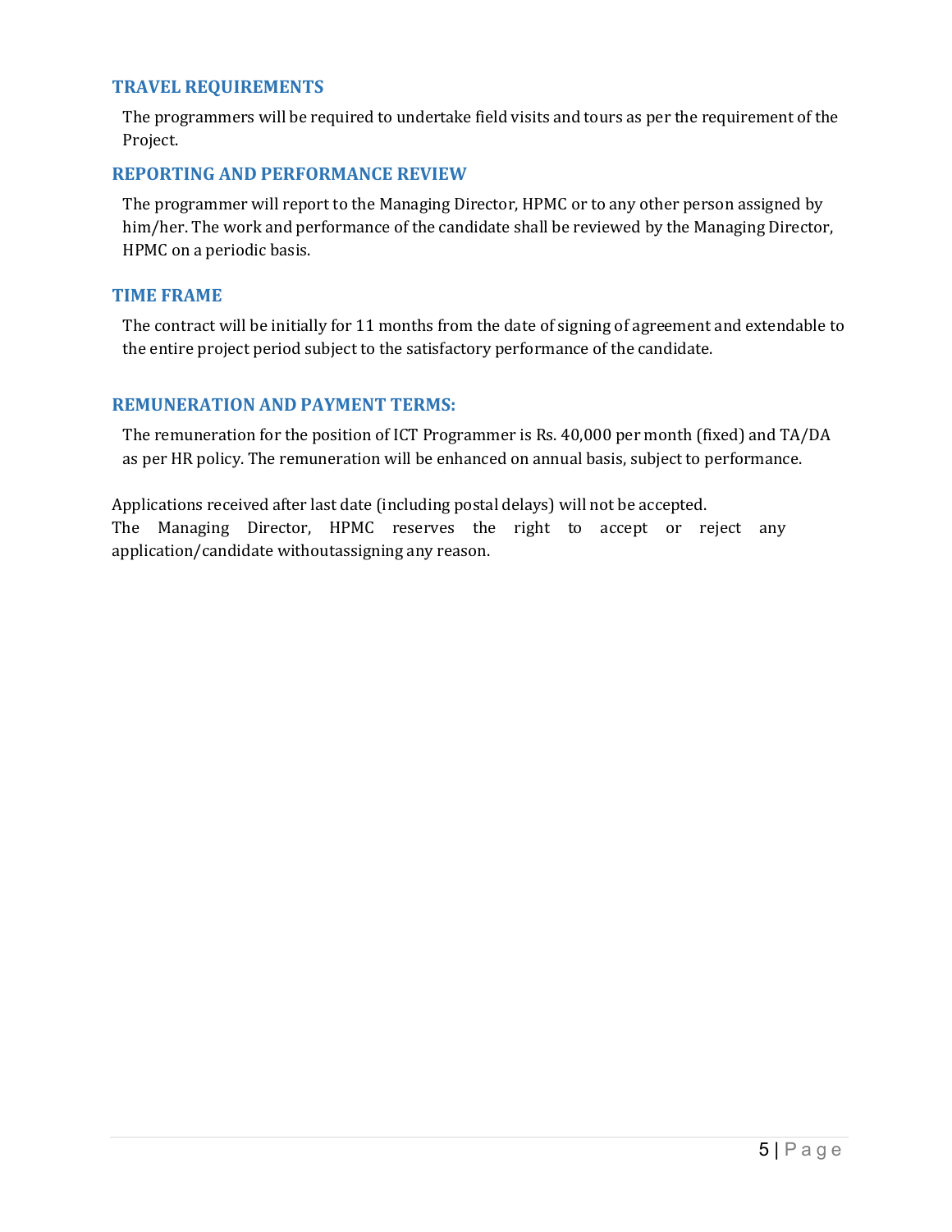## TRAVEL REQUIREMENTS

The programmers will be required to undertake field visits and tours as per the requirement of the Project.

## REPORTING AND PERFORMANCE REVIEW

The programmer will report to the Managing Director, HPMC or to any other person assigned by him/her. The work and performance of the candidate shall be reviewed by the Managing Director, HPMC on a periodic basis.

## TIME FRAME

The contract will be initially for 11 months from the date of signing of agreement and extendable to the entire project period subject to the satisfactory performance of the candidate.

## REMUNERATION AND PAYMENT TERMS:

The remuneration for the position of ICT Programmer is Rs. 40,000 per month (fixed) and TA/DA as per HR policy. The remuneration will be enhanced on annual basis, subject to performance.

Applications received after last date (including postal delays) will not be accepted.
The Managing Director, HPMC reserves the right to accept or reject any application/candidate withoutassigning any reason.